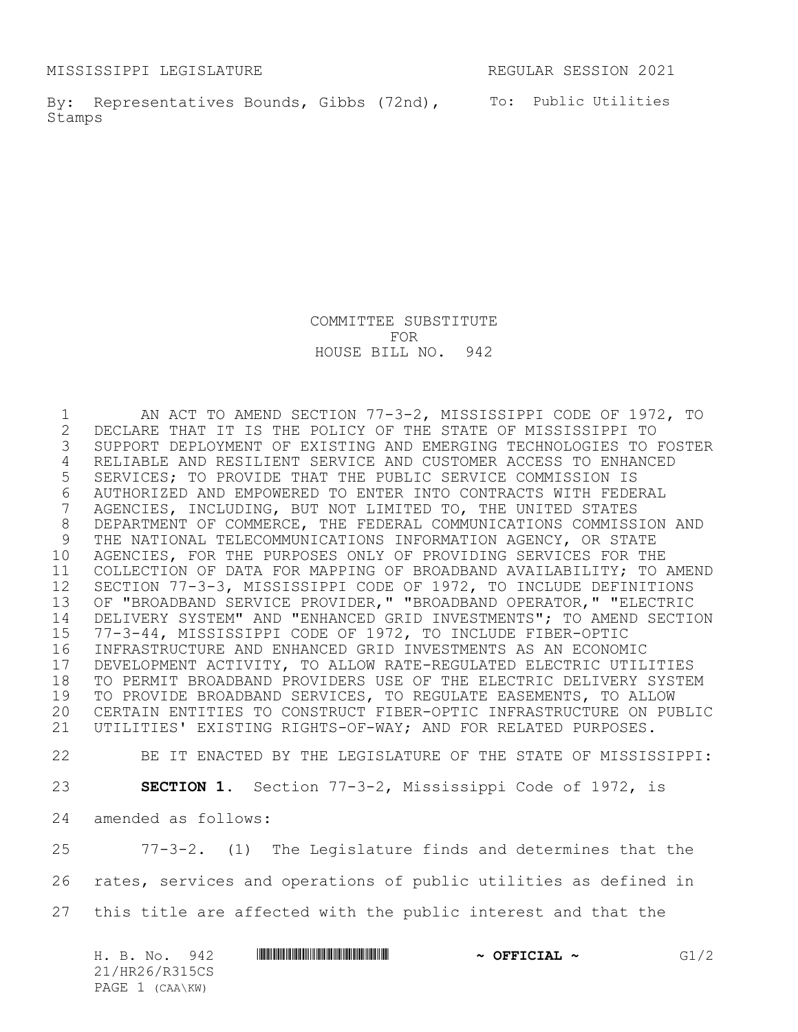MISSISSIPPI LEGISLATURE REGULAR SESSION 2021

By: Representatives Bounds, Gibbs (72nd), Stamps

To: Public Utilities

# COMMITTEE SUBSTITUTE FOR HOUSE BILL NO. 942

AN ACT TO AMEND SECTION 77-3-2, MISSISSIPPI CODE OF 1972, TO DECLARE THAT IT IS THE POLICY OF THE STATE OF MISSISSIPPI TO SUPPORT DEPLOYMENT OF EXISTING AND EMERGING TECHNOLOGIES TO FOSTER RELIABLE AND RESILIENT SERVICE AND CUSTOMER ACCESS TO ENHANCED SERVICES; TO PROVIDE THAT THE PUBLIC SERVICE COMMISSION IS AUTHORIZED AND EMPOWERED TO ENTER INTO CONTRACTS WITH FEDERAL AGENCIES, INCLUDING, BUT NOT LIMITED TO, THE UNITED STATES DEPARTMENT OF COMMERCE, THE FEDERAL COMMUNICATIONS COMMISSION AND THE NATIONAL TELECOMMUNICATIONS INFORMATION AGENCY, OR STATE AGENCIES, FOR THE PURPOSES ONLY OF PROVIDING SERVICES FOR THE COLLECTION OF DATA FOR MAPPING OF BROADBAND AVAILABILITY; TO AMEND SECTION 77-3-3, MISSISSIPPI CODE OF 1972, TO INCLUDE DEFINITIONS OF "BROADBAND SERVICE PROVIDER," "BROADBAND OPERATOR," "ELECTRIC DELIVERY SYSTEM" AND "ENHANCED GRID INVESTMENTS"; TO AMEND SECTION 77-3-44, MISSISSIPPI CODE OF 1972, TO INCLUDE FIBER-OPTIC INFRASTRUCTURE AND ENHANCED GRID INVESTMENTS AS AN ECONOMIC DEVELOPMENT ACTIVITY, TO ALLOW RATE-REGULATED ELECTRIC UTILITIES TO PERMIT BROADBAND PROVIDERS USE OF THE ELECTRIC DELIVERY SYSTEM TO PROVIDE BROADBAND SERVICES, TO REGULATE EASEMENTS, TO ALLOW CERTAIN ENTITIES TO CONSTRUCT FIBER-OPTIC INFRASTRUCTURE ON PUBLIC UTILITIES' EXISTING RIGHTS-OF-WAY; AND FOR RELATED PURPOSES.

BE IT ENACTED BY THE LEGISLATURE OF THE STATE OF MISSISSIPPI:

**SECTION 1.** Section 77-3-2, Mississippi Code of 1972, is amended as follows:

77-3-2. (1) The Legislature finds and determines that the rates, services and operations of public utilities as defined in this title are affected with the public interest and that the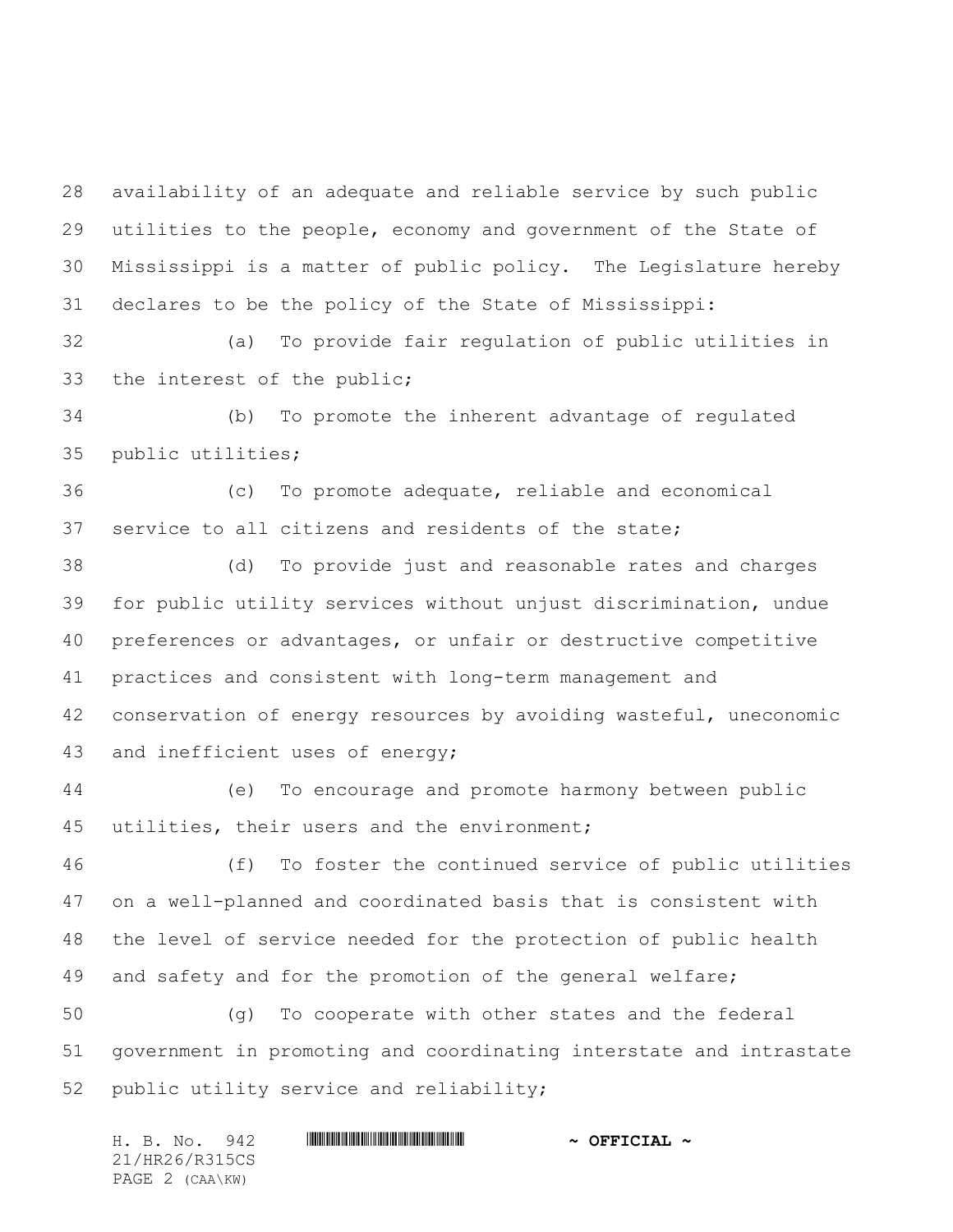availability of an adequate and reliable service by such public utilities to the people, economy and government of the State of Mississippi is a matter of public policy. The Legislature hereby declares to be the policy of the State of Mississippi:

(a) To provide fair regulation of public utilities in the interest of the public;

(b) To promote the inherent advantage of regulated public utilities;

(c) To promote adequate, reliable and economical service to all citizens and residents of the state;

(d) To provide just and reasonable rates and charges for public utility services without unjust discrimination, undue preferences or advantages, or unfair or destructive competitive practices and consistent with long-term management and conservation of energy resources by avoiding wasteful, uneconomic and inefficient uses of energy;

(e) To encourage and promote harmony between public utilities, their users and the environment;

(f) To foster the continued service of public utilities on a well-planned and coordinated basis that is consistent with the level of service needed for the protection of public health and safety and for the promotion of the general welfare;

(g) To cooperate with other states and the federal government in promoting and coordinating interstate and intrastate public utility service and reliability;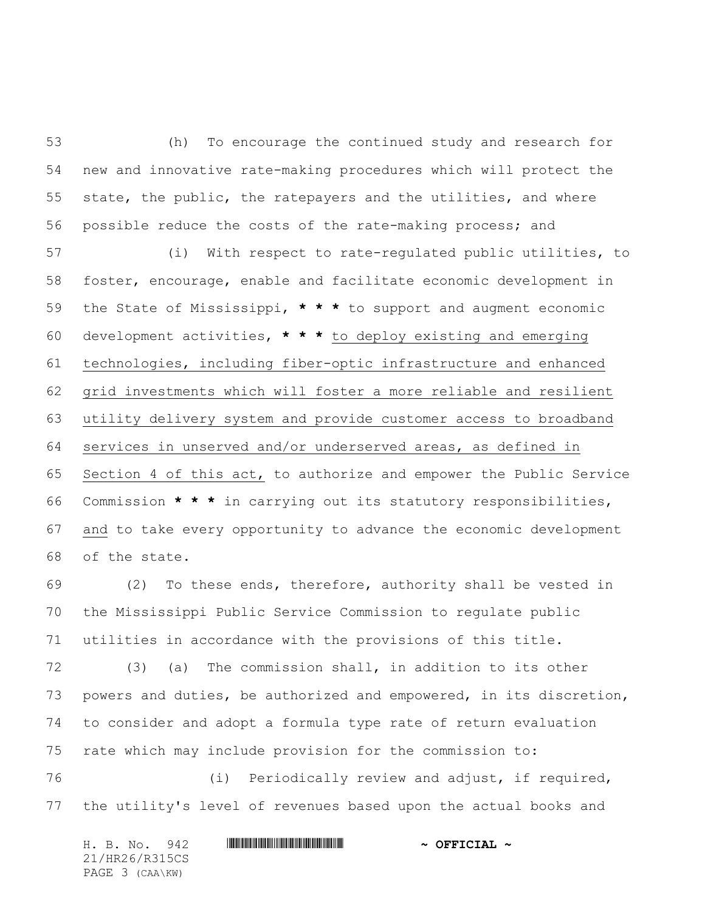(h) To encourage the continued study and research for new and innovative rate-making procedures which will protect the state, the public, the ratepayers and the utilities, and where possible reduce the costs of the rate-making process; and

(i) With respect to rate-regulated public utilities, to foster, encourage, enable and facilitate economic development in the State of Mississippi, * * * to support and augment economic development activities, * * * to deploy existing and emerging technologies, including fiber-optic infrastructure and enhanced grid investments which will foster a more reliable and resilient utility delivery system and provide customer access to broadband services in unserved and/or underserved areas, as defined in Section 4 of this act, to authorize and empower the Public Service Commission * * * in carrying out its statutory responsibilities, and to take every opportunity to advance the economic development of the state.

(2) To these ends, therefore, authority shall be vested in the Mississippi Public Service Commission to regulate public utilities in accordance with the provisions of this title.

(3) (a) The commission shall, in addition to its other powers and duties, be authorized and empowered, in its discretion, to consider and adopt a formula type rate of return evaluation rate which may include provision for the commission to:

(i) Periodically review and adjust, if required, the utility's level of revenues based upon the actual books and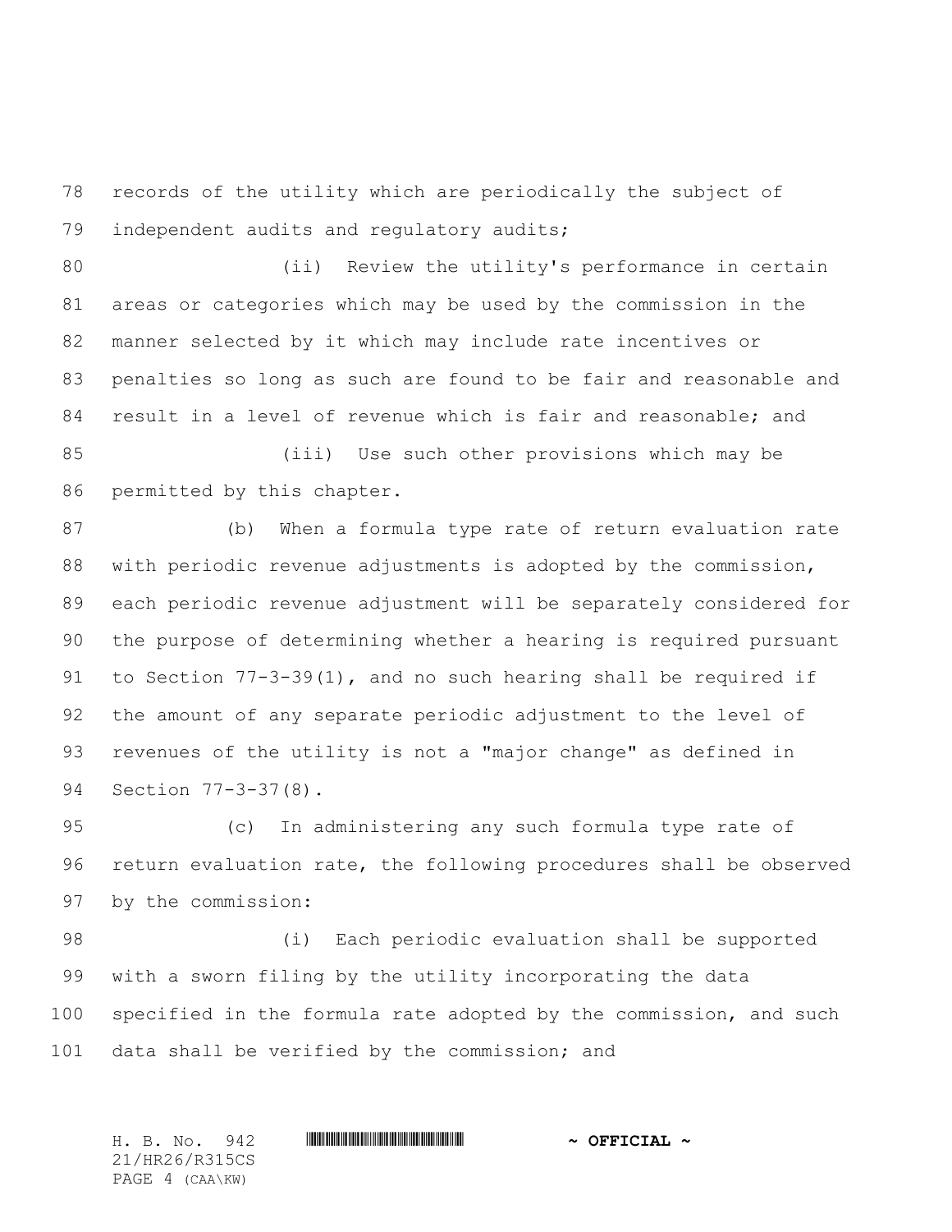records of the utility which are periodically the subject of independent audits and regulatory audits;

(ii) Review the utility's performance in certain areas or categories which may be used by the commission in the manner selected by it which may include rate incentives or penalties so long as such are found to be fair and reasonable and result in a level of revenue which is fair and reasonable; and

(iii) Use such other provisions which may be permitted by this chapter.

(b) When a formula type rate of return evaluation rate with periodic revenue adjustments is adopted by the commission, each periodic revenue adjustment will be separately considered for the purpose of determining whether a hearing is required pursuant to Section 77-3-39(1), and no such hearing shall be required if the amount of any separate periodic adjustment to the level of revenues of the utility is not a "major change" as defined in Section 77-3-37(8).

(c) In administering any such formula type rate of return evaluation rate, the following procedures shall be observed by the commission:

(i) Each periodic evaluation shall be supported with a sworn filing by the utility incorporating the data specified in the formula rate adopted by the commission, and such data shall be verified by the commission; and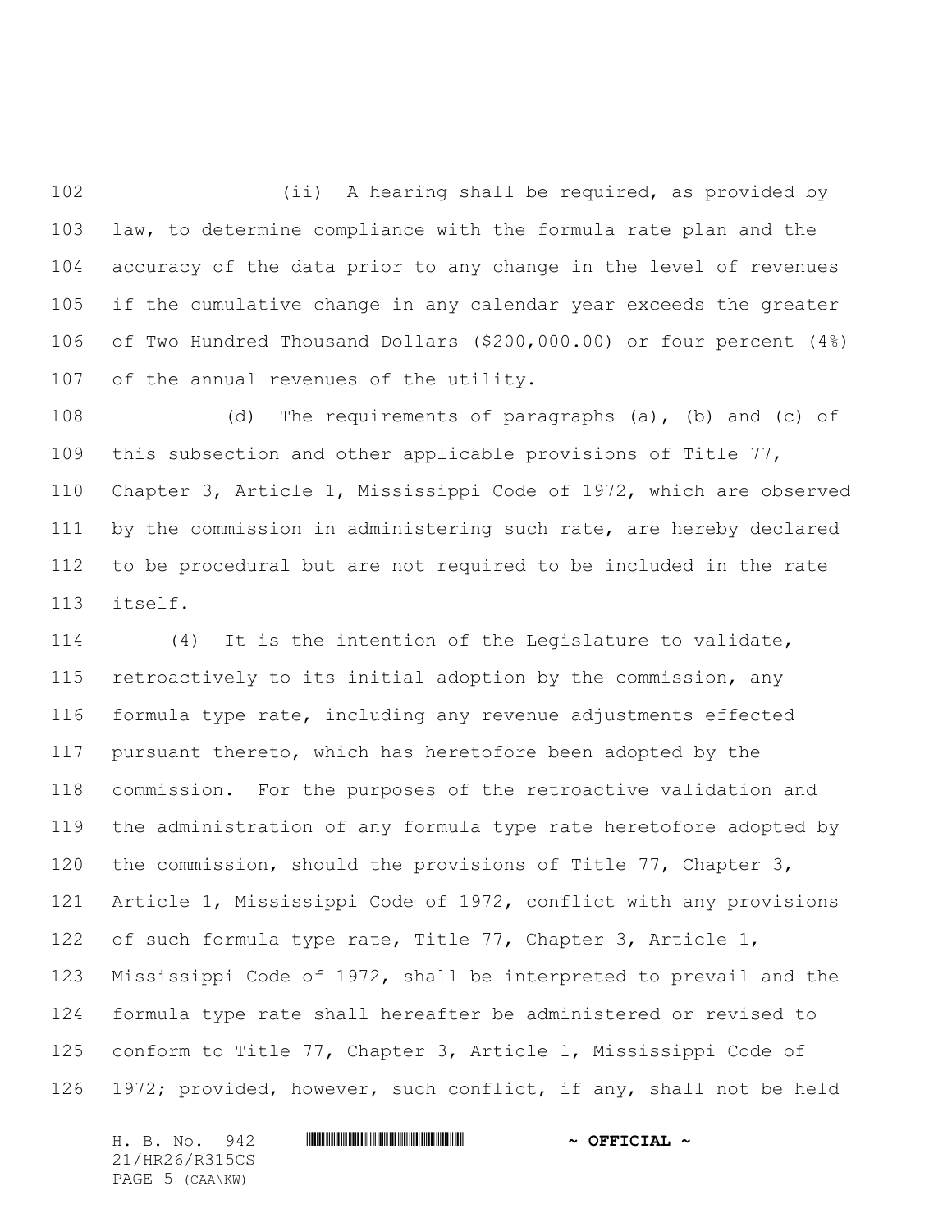(ii) A hearing shall be required, as provided by law, to determine compliance with the formula rate plan and the accuracy of the data prior to any change in the level of revenues if the cumulative change in any calendar year exceeds the greater of Two Hundred Thousand Dollars ($200,000.00) or four percent (4%) of the annual revenues of the utility.

(d) The requirements of paragraphs (a), (b) and (c) of this subsection and other applicable provisions of Title 77, Chapter 3, Article 1, Mississippi Code of 1972, which are observed by the commission in administering such rate, are hereby declared to be procedural but are not required to be included in the rate itself.

(4) It is the intention of the Legislature to validate, retroactively to its initial adoption by the commission, any formula type rate, including any revenue adjustments effected pursuant thereto, which has heretofore been adopted by the commission. For the purposes of the retroactive validation and the administration of any formula type rate heretofore adopted by the commission, should the provisions of Title 77, Chapter 3, Article 1, Mississippi Code of 1972, conflict with any provisions of such formula type rate, Title 77, Chapter 3, Article 1, Mississippi Code of 1972, shall be interpreted to prevail and the formula type rate shall hereafter be administered or revised to conform to Title 77, Chapter 3, Article 1, Mississippi Code of 1972; provided, however, such conflict, if any, shall not be held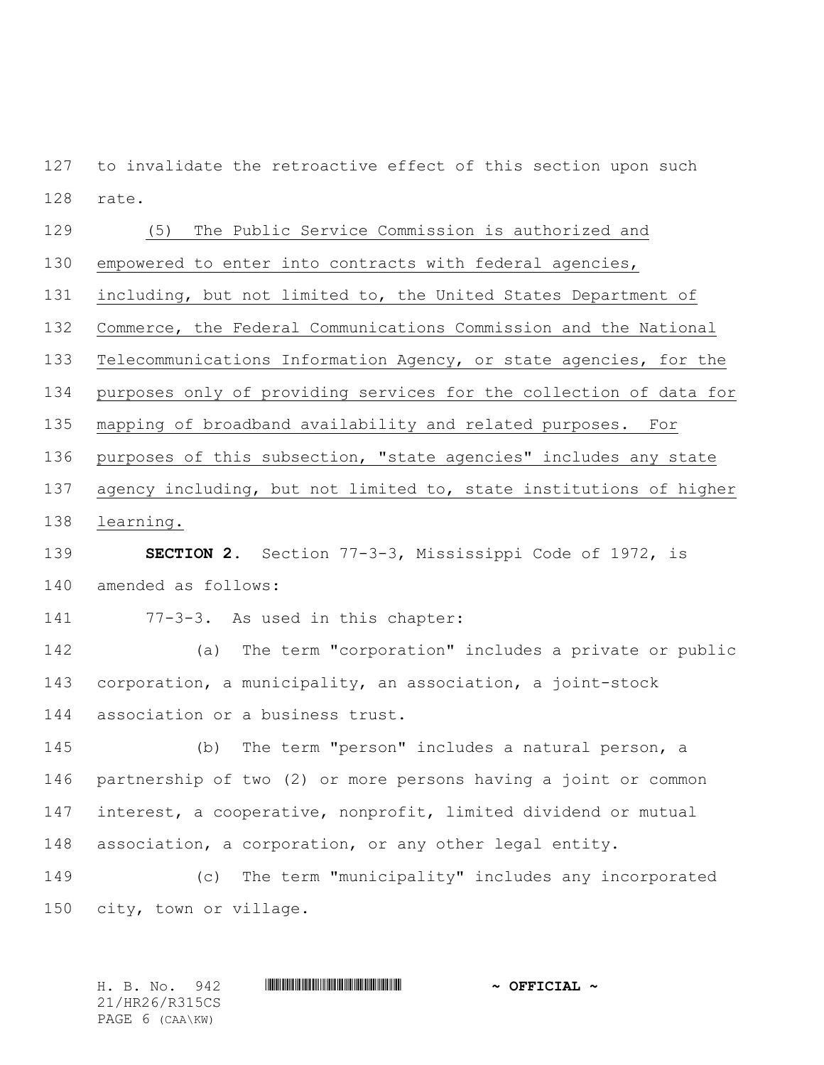to invalidate the retroactive effect of this section upon such rate.

(5) The Public Service Commission is authorized and empowered to enter into contracts with federal agencies, including, but not limited to, the United States Department of Commerce, the Federal Communications Commission and the National Telecommunications Information Agency, or state agencies, for the purposes only of providing services for the collection of data for mapping of broadband availability and related purposes. For purposes of this subsection, "state agencies" includes any state agency including, but not limited to, state institutions of higher learning.

**SECTION 2.** Section 77-3-3, Mississippi Code of 1972, is amended as follows:

77-3-3. As used in this chapter:

(a) The term "corporation" includes a private or public corporation, a municipality, an association, a joint-stock association or a business trust.

(b) The term "person" includes a natural person, a partnership of two (2) or more persons having a joint or common interest, a cooperative, nonprofit, limited dividend or mutual association, a corporation, or any other legal entity.

(c) The term "municipality" includes any incorporated city, town or village.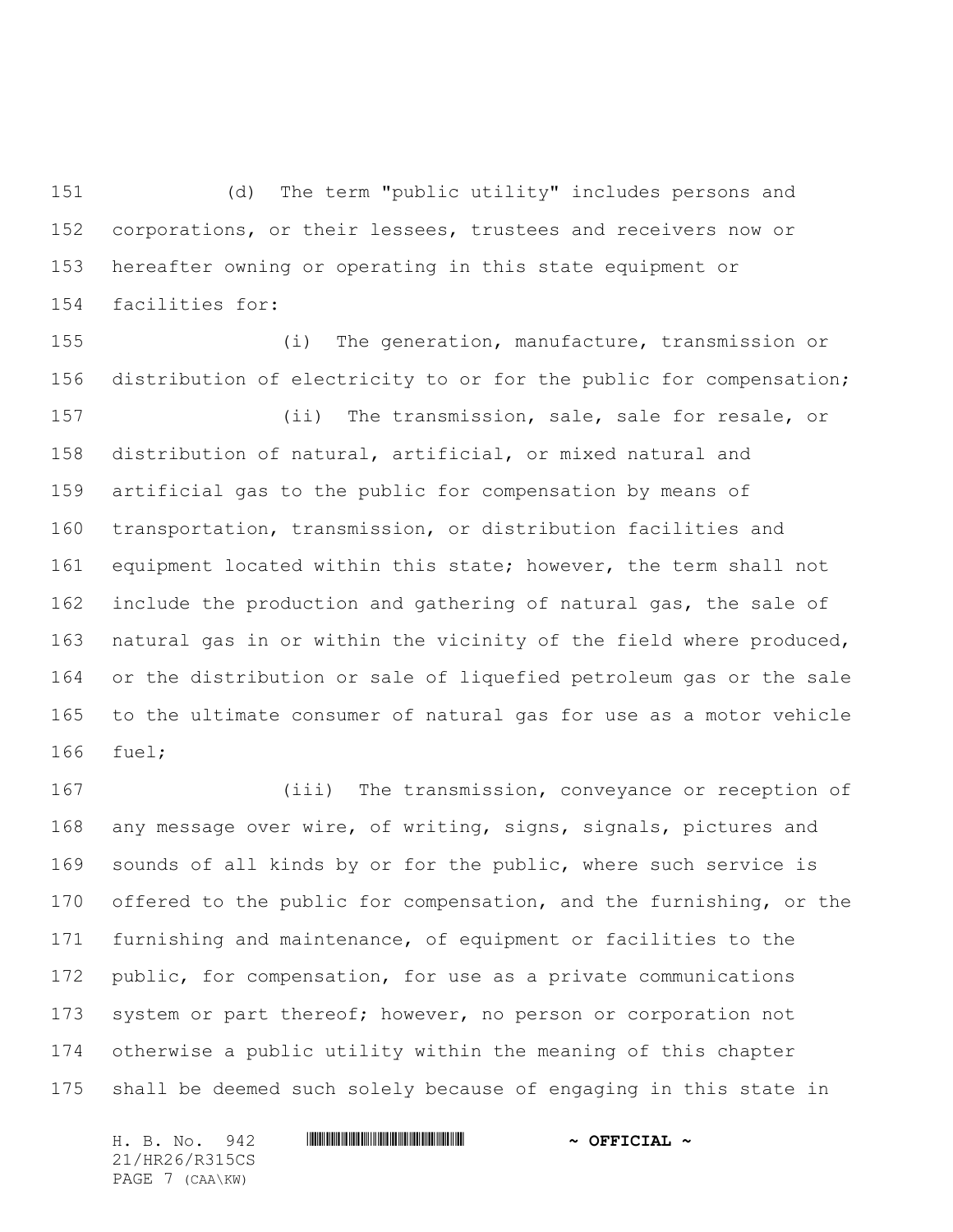(d) The term "public utility" includes persons and corporations, or their lessees, trustees and receivers now or hereafter owning or operating in this state equipment or facilities for:

(i) The generation, manufacture, transmission or distribution of electricity to or for the public for compensation;

(ii) The transmission, sale, sale for resale, or distribution of natural, artificial, or mixed natural and artificial gas to the public for compensation by means of transportation, transmission, or distribution facilities and equipment located within this state; however, the term shall not include the production and gathering of natural gas, the sale of natural gas in or within the vicinity of the field where produced, or the distribution or sale of liquefied petroleum gas or the sale to the ultimate consumer of natural gas for use as a motor vehicle fuel;

(iii) The transmission, conveyance or reception of any message over wire, of writing, signs, signals, pictures and sounds of all kinds by or for the public, where such service is offered to the public for compensation, and the furnishing, or the furnishing and maintenance, of equipment or facilities to the public, for compensation, for use as a private communications system or part thereof; however, no person or corporation not otherwise a public utility within the meaning of this chapter shall be deemed such solely because of engaging in this state in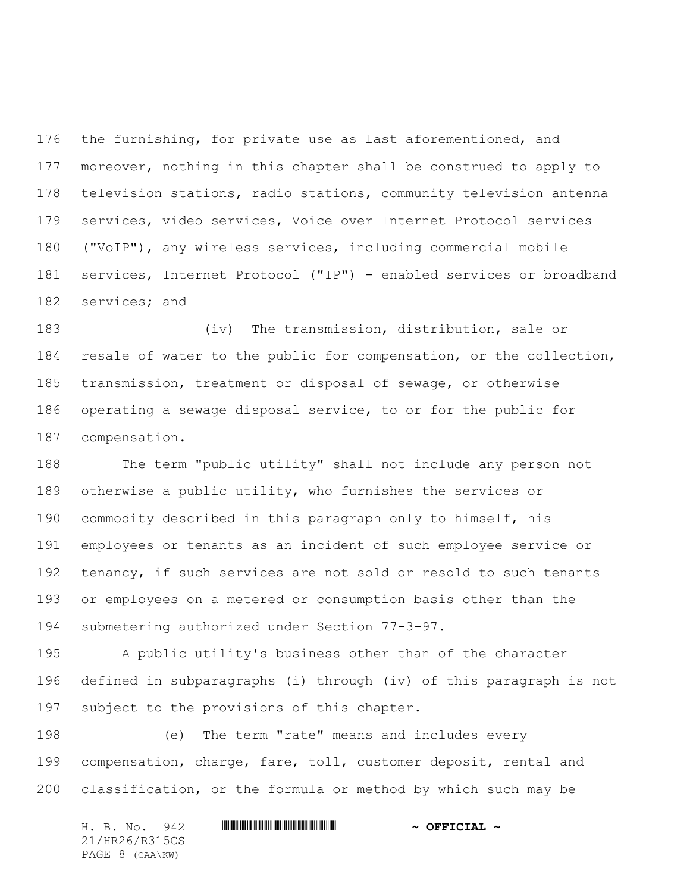the furnishing, for private use as last aforementioned, and moreover, nothing in this chapter shall be construed to apply to television stations, radio stations, community television antenna services, video services, Voice over Internet Protocol services ("VoIP"), any wireless services, including commercial mobile services, Internet Protocol ("IP") - enabled services or broadband services; and

(iv) The transmission, distribution, sale or resale of water to the public for compensation, or the collection, transmission, treatment or disposal of sewage, or otherwise operating a sewage disposal service, to or for the public for compensation.

The term "public utility" shall not include any person not otherwise a public utility, who furnishes the services or commodity described in this paragraph only to himself, his employees or tenants as an incident of such employee service or tenancy, if such services are not sold or resold to such tenants or employees on a metered or consumption basis other than the submetering authorized under Section 77-3-97.

A public utility's business other than of the character defined in subparagraphs (i) through (iv) of this paragraph is not subject to the provisions of this chapter.

(e) The term "rate" means and includes every compensation, charge, fare, toll, customer deposit, rental and classification, or the formula or method by which such may be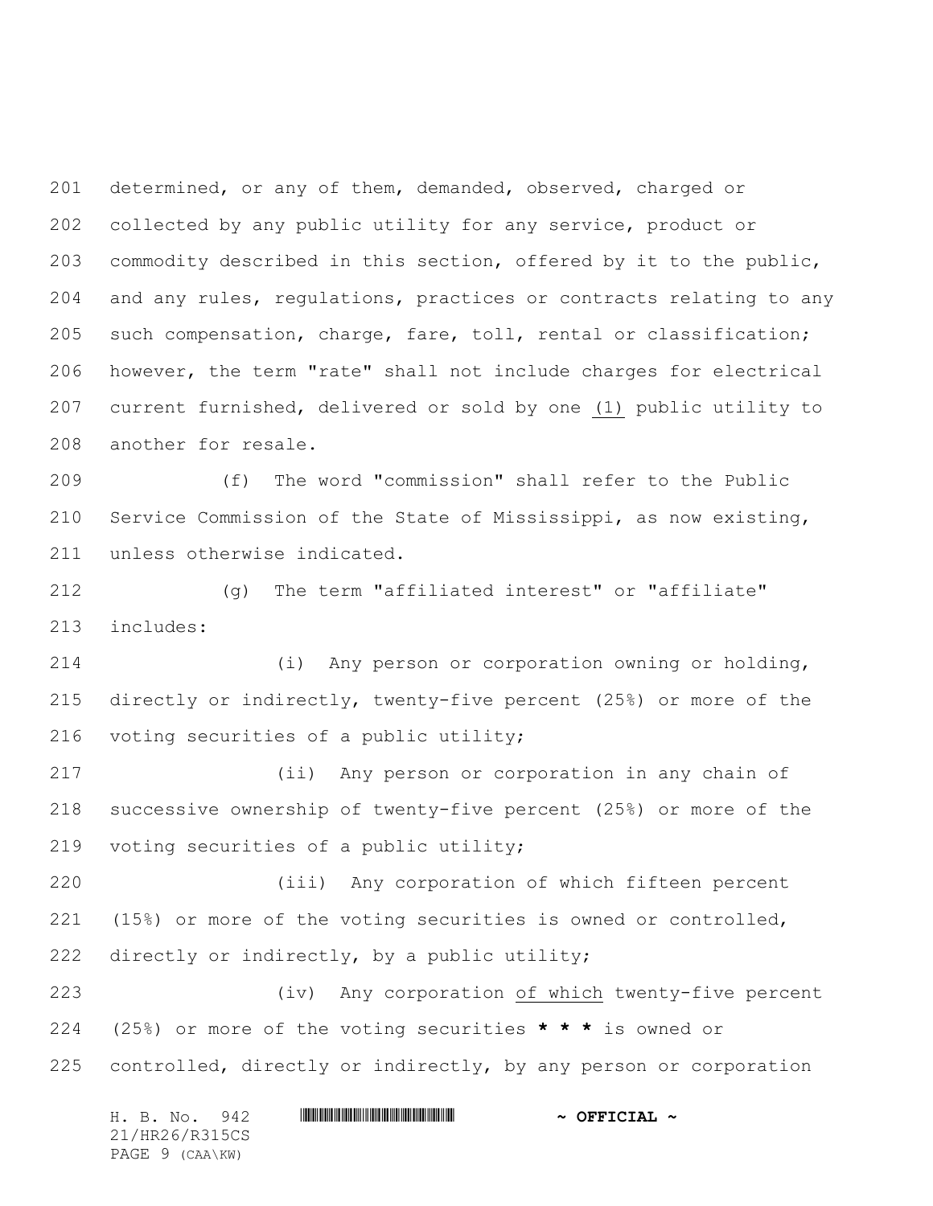determined, or any of them, demanded, observed, charged or collected by any public utility for any service, product or commodity described in this section, offered by it to the public, and any rules, regulations, practices or contracts relating to any such compensation, charge, fare, toll, rental or classification; however, the term "rate" shall not include charges for electrical current furnished, delivered or sold by one (1) public utility to another for resale.

(f) The word "commission" shall refer to the Public Service Commission of the State of Mississippi, as now existing, unless otherwise indicated.

(g) The term "affiliated interest" or "affiliate" includes:

(i) Any person or corporation owning or holding, directly or indirectly, twenty-five percent (25%) or more of the voting securities of a public utility;

(ii) Any person or corporation in any chain of successive ownership of twenty-five percent (25%) or more of the voting securities of a public utility;

(iii) Any corporation of which fifteen percent (15%) or more of the voting securities is owned or controlled, directly or indirectly, by a public utility;

(iv) Any corporation of which twenty-five percent (25%) or more of the voting securities **\* \* \*** is owned or controlled, directly or indirectly, by any person or corporation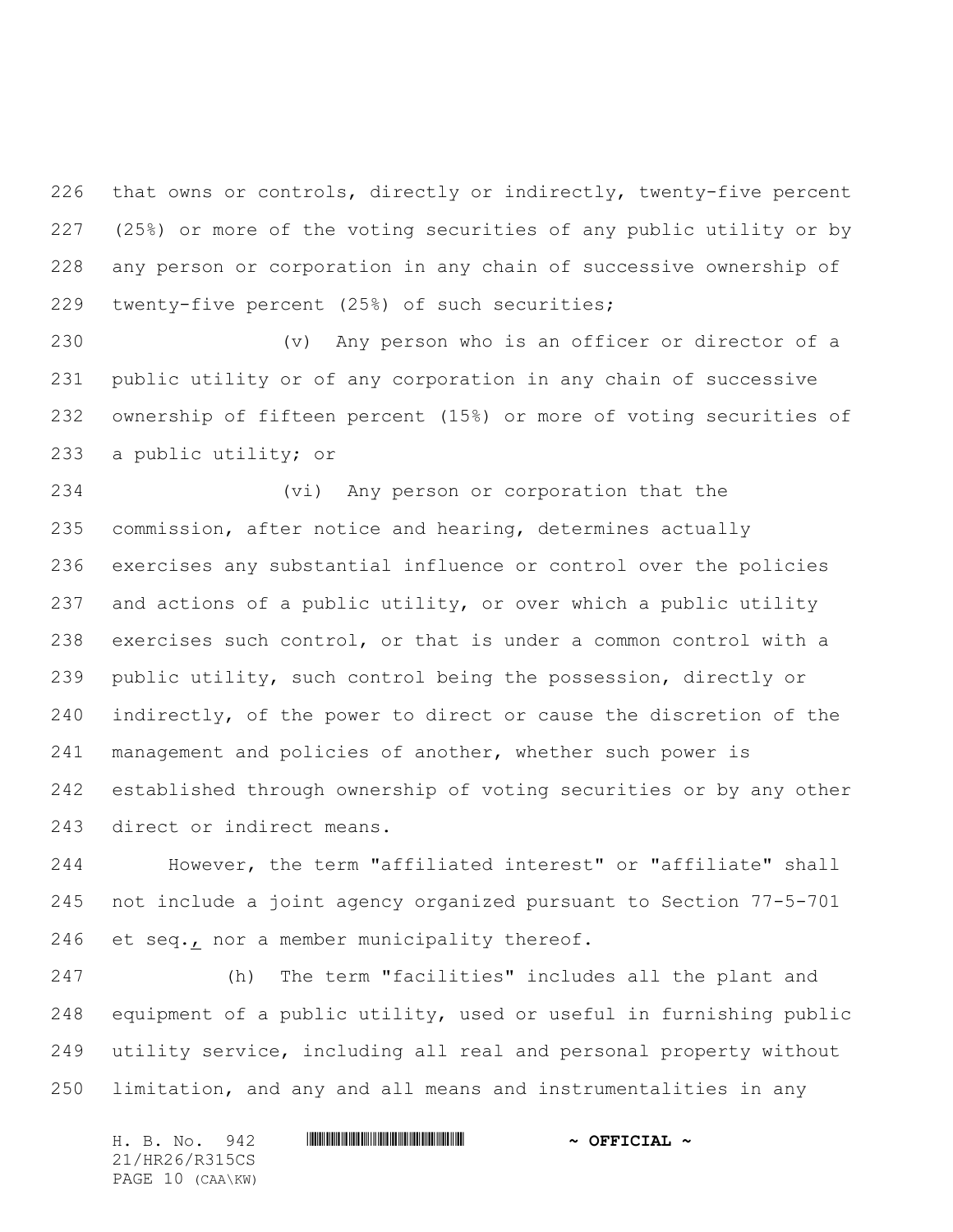that owns or controls, directly or indirectly, twenty-five percent (25%) or more of the voting securities of any public utility or by any person or corporation in any chain of successive ownership of twenty-five percent (25%) of such securities;

(v) Any person who is an officer or director of a public utility or of any corporation in any chain of successive ownership of fifteen percent (15%) or more of voting securities of a public utility; or

(vi) Any person or corporation that the commission, after notice and hearing, determines actually exercises any substantial influence or control over the policies and actions of a public utility, or over which a public utility exercises such control, or that is under a common control with a public utility, such control being the possession, directly or indirectly, of the power to direct or cause the discretion of the management and policies of another, whether such power is established through ownership of voting securities or by any other direct or indirect means.

However, the term "affiliated interest" or "affiliate" shall not include a joint agency organized pursuant to Section 77-5-701 et seq., nor a member municipality thereof.

(h) The term "facilities" includes all the plant and equipment of a public utility, used or useful in furnishing public utility service, including all real and personal property without limitation, and any and all means and instrumentalities in any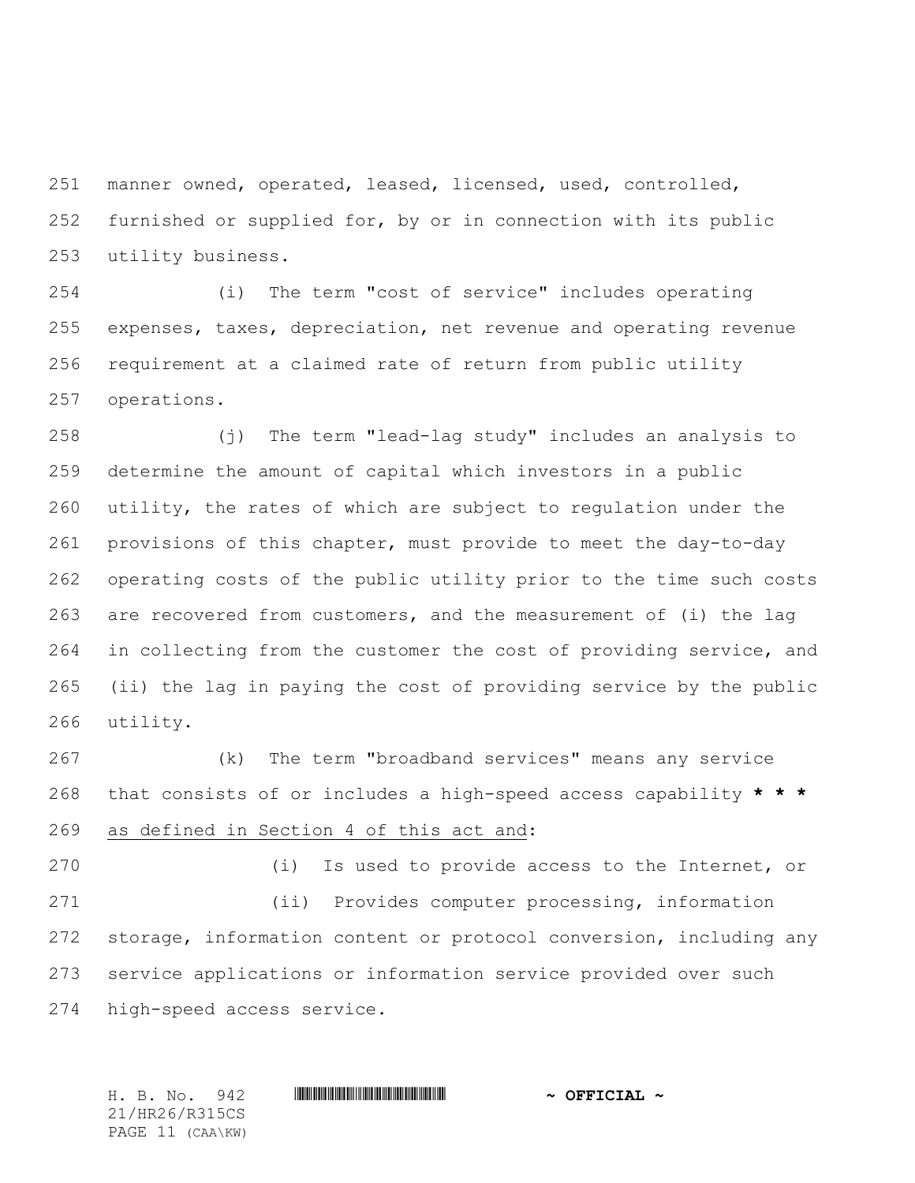manner owned, operated, leased, licensed, used, controlled, furnished or supplied for, by or in connection with its public utility business.

(i) The term "cost of service" includes operating expenses, taxes, depreciation, net revenue and operating revenue requirement at a claimed rate of return from public utility operations.

(j) The term "lead-lag study" includes an analysis to determine the amount of capital which investors in a public utility, the rates of which are subject to regulation under the provisions of this chapter, must provide to meet the day-to-day operating costs of the public utility prior to the time such costs are recovered from customers, and the measurement of (i) the lag in collecting from the customer the cost of providing service, and (ii) the lag in paying the cost of providing service by the public utility.

(k) The term "broadband services" means any service that consists of or includes a high-speed access capability **\* \* \*** <u>as defined in Section 4 of this act and</u>:

(i) Is used to provide access to the Internet, or

(ii) Provides computer processing, information storage, information content or protocol conversion, including any service applications or information service provided over such high-speed access service.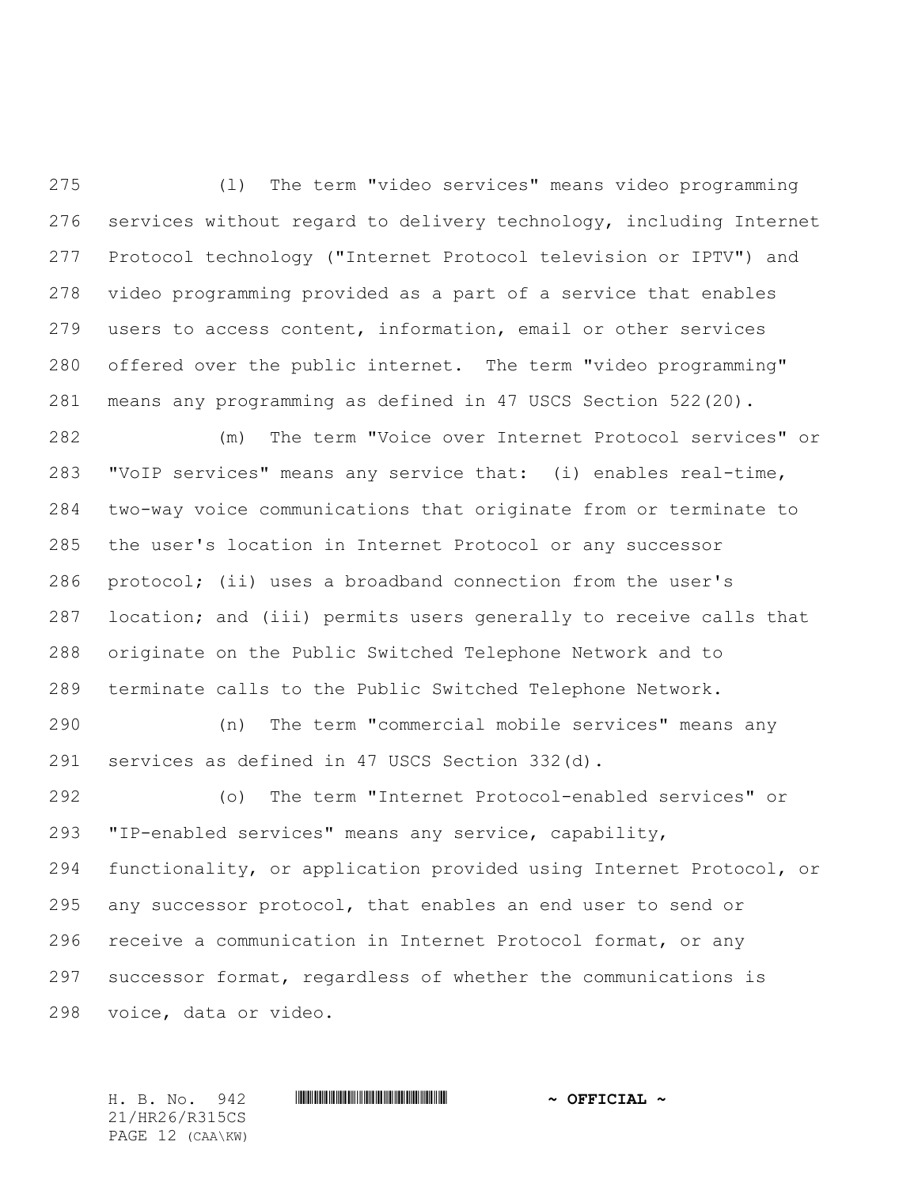(l) The term "video services" means video programming services without regard to delivery technology, including Internet Protocol technology ("Internet Protocol television or IPTV") and video programming provided as a part of a service that enables users to access content, information, email or other services offered over the public internet. The term "video programming" means any programming as defined in 47 USCS Section 522(20).

(m) The term "Voice over Internet Protocol services" or "VoIP services" means any service that: (i) enables real-time, two-way voice communications that originate from or terminate to the user's location in Internet Protocol or any successor protocol; (ii) uses a broadband connection from the user's location; and (iii) permits users generally to receive calls that originate on the Public Switched Telephone Network and to terminate calls to the Public Switched Telephone Network.

(n) The term "commercial mobile services" means any services as defined in 47 USCS Section 332(d).

(o) The term "Internet Protocol-enabled services" or "IP-enabled services" means any service, capability, functionality, or application provided using Internet Protocol, or any successor protocol, that enables an end user to send or receive a communication in Internet Protocol format, or any successor format, regardless of whether the communications is voice, data or video.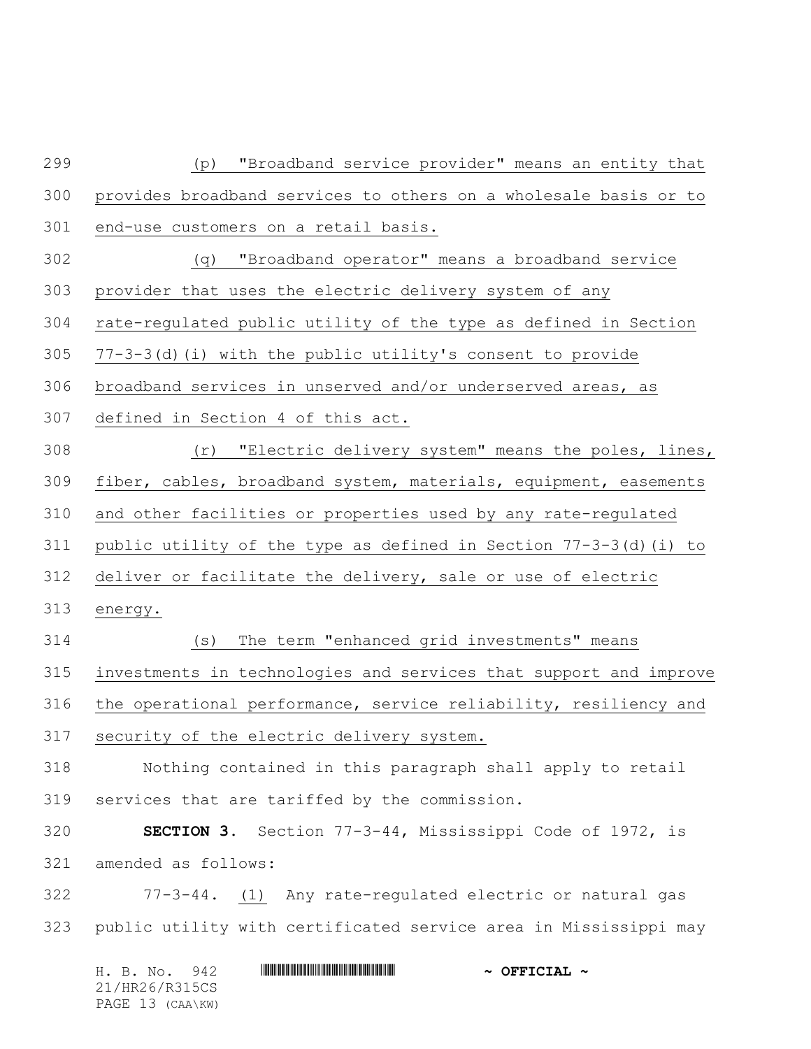(p) "Broadband service provider" means an entity that provides broadband services to others on a wholesale basis or to end-use customers on a retail basis.

(q) "Broadband operator" means a broadband service provider that uses the electric delivery system of any rate-regulated public utility of the type as defined in Section 77-3-3(d)(i) with the public utility's consent to provide broadband services in unserved and/or underserved areas, as defined in Section 4 of this act.

(r) "Electric delivery system" means the poles, lines, fiber, cables, broadband system, materials, equipment, easements and other facilities or properties used by any rate-regulated public utility of the type as defined in Section 77-3-3(d)(i) to deliver or facilitate the delivery, sale or use of electric energy.

(s) The term "enhanced grid investments" means investments in technologies and services that support and improve the operational performance, service reliability, resiliency and security of the electric delivery system.

Nothing contained in this paragraph shall apply to retail services that are tariffed by the commission.

**SECTION 3.** Section 77-3-44, Mississippi Code of 1972, is amended as follows:

77-3-44. (1) Any rate-regulated electric or natural gas public utility with certificated service area in Mississippi may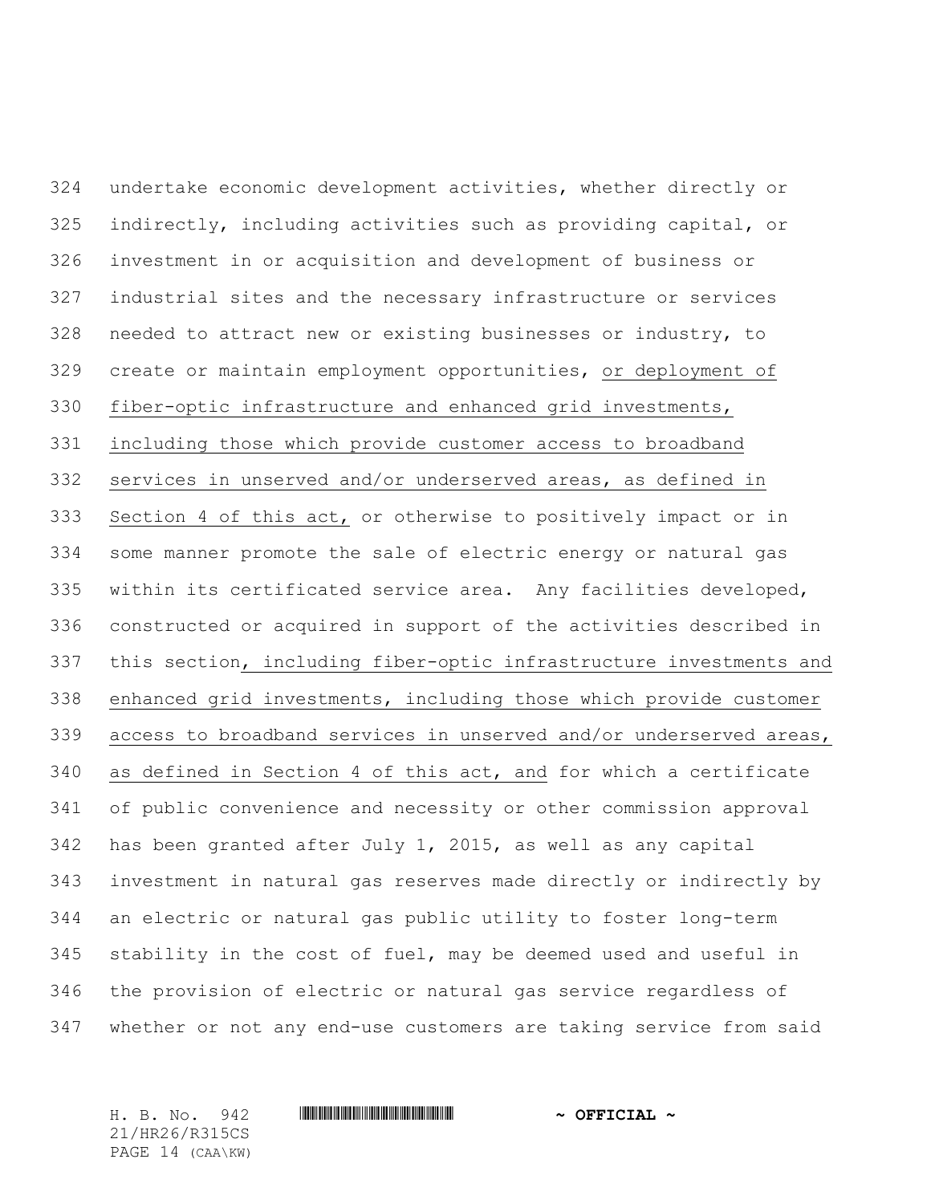undertake economic development activities, whether directly or indirectly, including activities such as providing capital, or investment in or acquisition and development of business or industrial sites and the necessary infrastructure or services needed to attract new or existing businesses or industry, to create or maintain employment opportunities, <u>or deployment of fiber-optic infrastructure and enhanced grid investments, including those which provide customer access to broadband services in unserved and/or underserved areas, as defined in Section 4 of this act,</u> or otherwise to positively impact or in some manner promote the sale of electric energy or natural gas within its certificated service area. Any facilities developed, constructed or acquired in support of the activities described in this section<u>, including fiber-optic infrastructure investments and enhanced grid investments, including those which provide customer access to broadband services in unserved and/or underserved areas, as defined in Section 4 of this act, and</u> for which a certificate of public convenience and necessity or other commission approval has been granted after July 1, 2015, as well as any capital investment in natural gas reserves made directly or indirectly by an electric or natural gas public utility to foster long-term stability in the cost of fuel, may be deemed used and useful in the provision of electric or natural gas service regardless of whether or not any end-use customers are taking service from said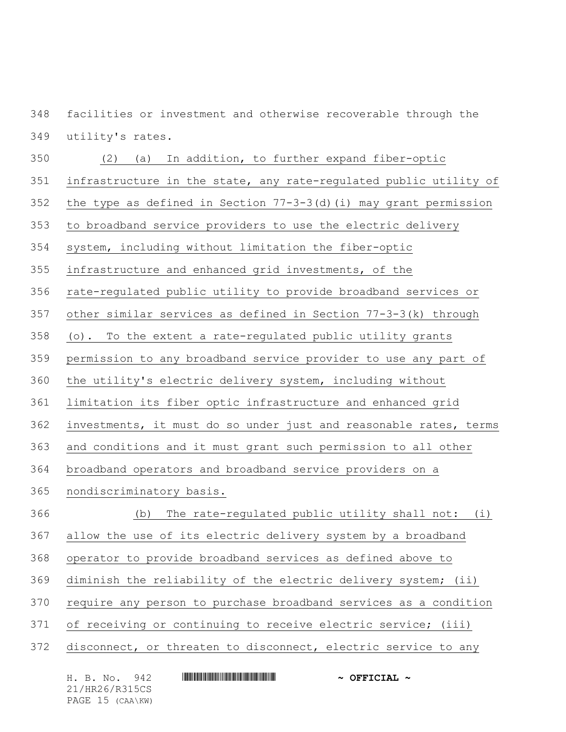facilities or investment and otherwise recoverable through the utility's rates.

(2) (a) In addition, to further expand fiber-optic infrastructure in the state, any rate-regulated public utility of the type as defined in Section 77-3-3(d)(i) may grant permission to broadband service providers to use the electric delivery system, including without limitation the fiber-optic infrastructure and enhanced grid investments, of the rate-regulated public utility to provide broadband services or other similar services as defined in Section 77-3-3(k) through (o). To the extent a rate-regulated public utility grants permission to any broadband service provider to use any part of the utility's electric delivery system, including without limitation its fiber optic infrastructure and enhanced grid investments, it must do so under just and reasonable rates, terms and conditions and it must grant such permission to all other broadband operators and broadband service providers on a nondiscriminatory basis.

(b) The rate-regulated public utility shall not: (i) allow the use of its electric delivery system by a broadband operator to provide broadband services as defined above to diminish the reliability of the electric delivery system; (ii) require any person to purchase broadband services as a condition of receiving or continuing to receive electric service; (iii) disconnect, or threaten to disconnect, electric service to any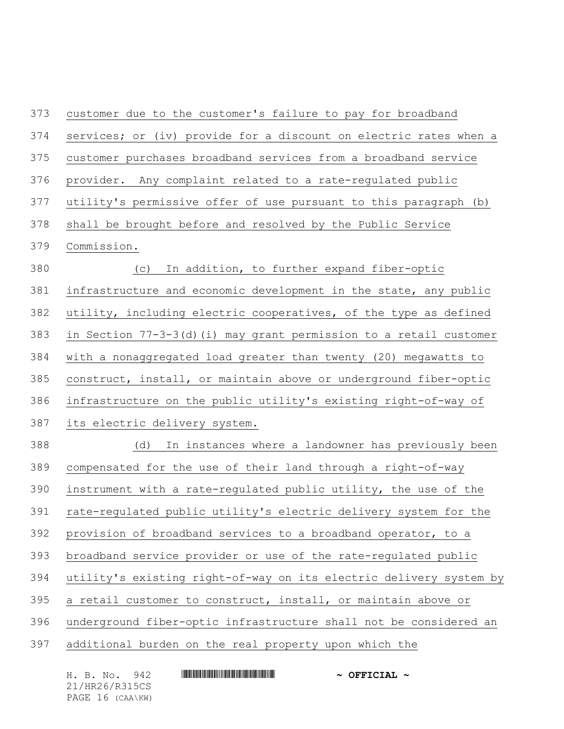customer due to the customer's failure to pay for broadband services; or (iv) provide for a discount on electric rates when a customer purchases broadband services from a broadband service provider. Any complaint related to a rate-regulated public utility's permissive offer of use pursuant to this paragraph (b) shall be brought before and resolved by the Public Service Commission.

(c) In addition, to further expand fiber-optic infrastructure and economic development in the state, any public utility, including electric cooperatives, of the type as defined in Section 77-3-3(d)(i) may grant permission to a retail customer with a nonaggregated load greater than twenty (20) megawatts to construct, install, or maintain above or underground fiber-optic infrastructure on the public utility's existing right-of-way of its electric delivery system.

(d) In instances where a landowner has previously been compensated for the use of their land through a right-of-way instrument with a rate-regulated public utility, the use of the rate-regulated public utility's electric delivery system for the provision of broadband services to a broadband operator, to a broadband service provider or use of the rate-regulated public utility's existing right-of-way on its electric delivery system by a retail customer to construct, install, or maintain above or underground fiber-optic infrastructure shall not be considered an additional burden on the real property upon which the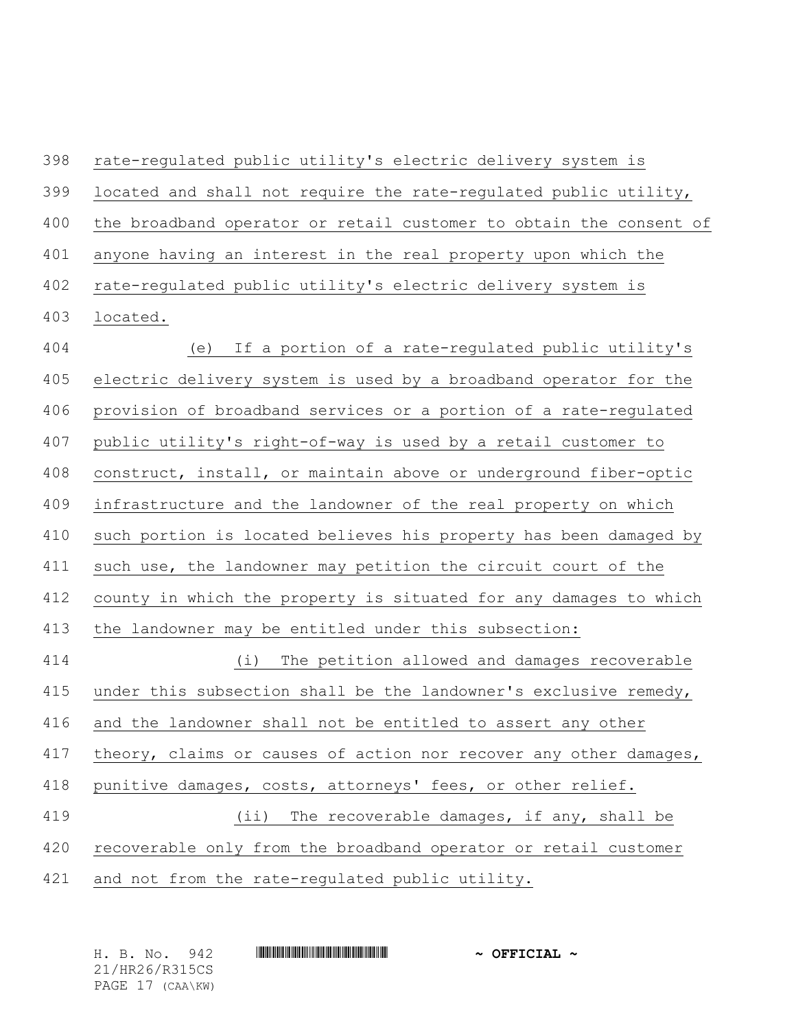rate-regulated public utility's electric delivery system is located and shall not require the rate-regulated public utility, the broadband operator or retail customer to obtain the consent of anyone having an interest in the real property upon which the rate-regulated public utility's electric delivery system is located.

(e) If a portion of a rate-regulated public utility's electric delivery system is used by a broadband operator for the provision of broadband services or a portion of a rate-regulated public utility's right-of-way is used by a retail customer to construct, install, or maintain above or underground fiber-optic infrastructure and the landowner of the real property on which such portion is located believes his property has been damaged by such use, the landowner may petition the circuit court of the county in which the property is situated for any damages to which the landowner may be entitled under this subsection:

(i) The petition allowed and damages recoverable under this subsection shall be the landowner's exclusive remedy, and the landowner shall not be entitled to assert any other theory, claims or causes of action nor recover any other damages, punitive damages, costs, attorneys' fees, or other relief.

(ii) The recoverable damages, if any, shall be recoverable only from the broadband operator or retail customer and not from the rate-regulated public utility.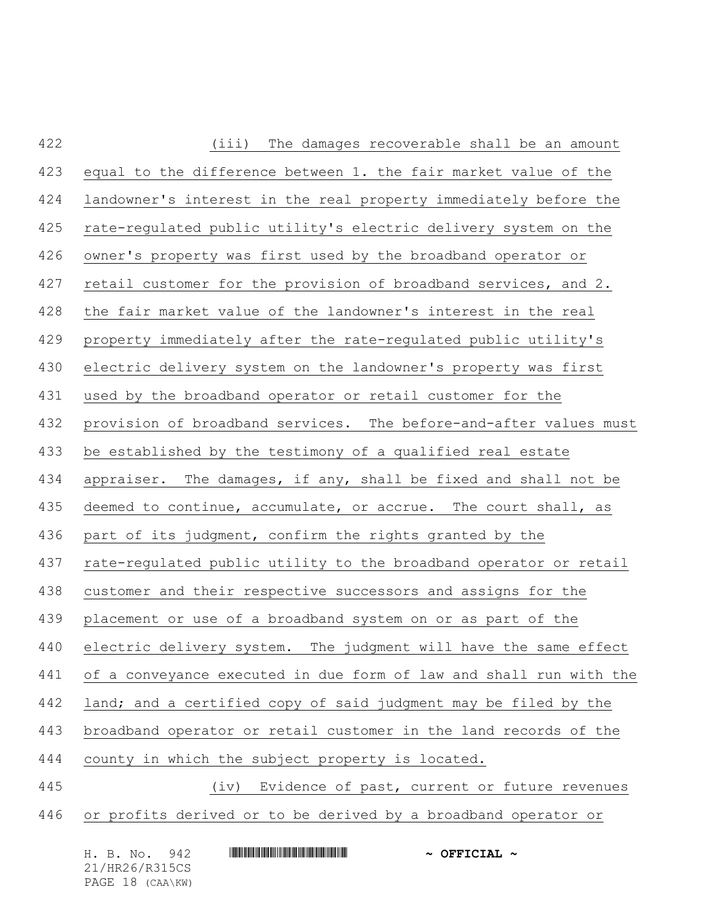(iii) The damages recoverable shall be an amount equal to the difference between 1. the fair market value of the landowner's interest in the real property immediately before the rate-regulated public utility's electric delivery system on the owner's property was first used by the broadband operator or retail customer for the provision of broadband services, and 2. the fair market value of the landowner's interest in the real property immediately after the rate-regulated public utility's electric delivery system on the landowner's property was first used by the broadband operator or retail customer for the provision of broadband services. The before-and-after values must be established by the testimony of a qualified real estate appraiser. The damages, if any, shall be fixed and shall not be deemed to continue, accumulate, or accrue. The court shall, as part of its judgment, confirm the rights granted by the rate-regulated public utility to the broadband operator or retail customer and their respective successors and assigns for the placement or use of a broadband system on or as part of the electric delivery system. The judgment will have the same effect of a conveyance executed in due form of law and shall run with the land; and a certified copy of said judgment may be filed by the broadband operator or retail customer in the land records of the county in which the subject property is located.

(iv) Evidence of past, current or future revenues or profits derived or to be derived by a broadband operator or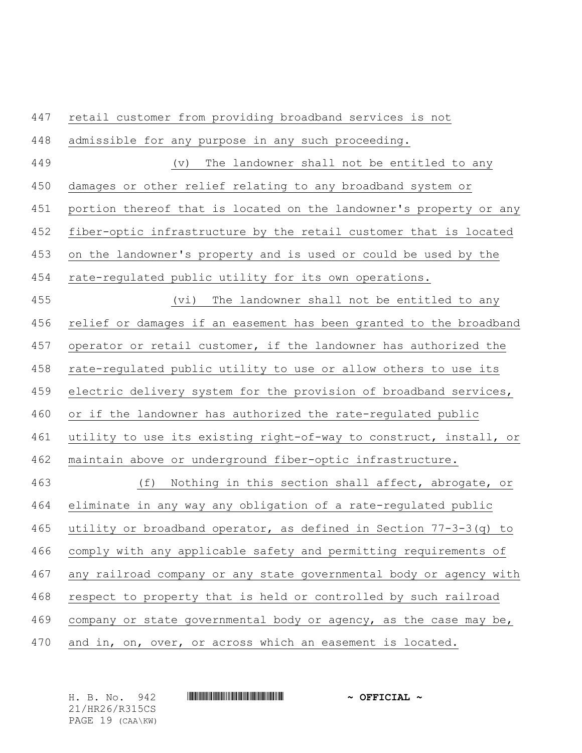retail customer from providing broadband services is not admissible for any purpose in any such proceeding.

(v) The landowner shall not be entitled to any damages or other relief relating to any broadband system or portion thereof that is located on the landowner's property or any fiber-optic infrastructure by the retail customer that is located on the landowner's property and is used or could be used by the rate-regulated public utility for its own operations.

(vi) The landowner shall not be entitled to any relief or damages if an easement has been granted to the broadband operator or retail customer, if the landowner has authorized the rate-regulated public utility to use or allow others to use its electric delivery system for the provision of broadband services, or if the landowner has authorized the rate-regulated public utility to use its existing right-of-way to construct, install, or maintain above or underground fiber-optic infrastructure.

(f) Nothing in this section shall affect, abrogate, or eliminate in any way any obligation of a rate-regulated public utility or broadband operator, as defined in Section 77-3-3(q) to comply with any applicable safety and permitting requirements of any railroad company or any state governmental body or agency with respect to property that is held or controlled by such railroad company or state governmental body or agency, as the case may be, and in, on, over, or across which an easement is located.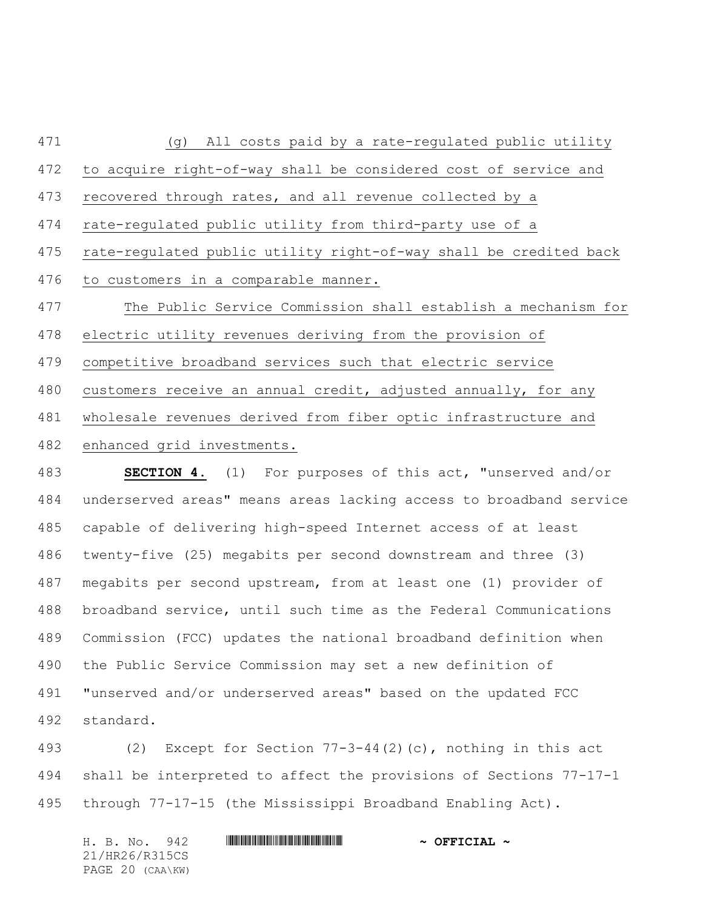(g) All costs paid by a rate-regulated public utility to acquire right-of-way shall be considered cost of service and recovered through rates, and all revenue collected by a rate-regulated public utility from third-party use of a rate-regulated public utility right-of-way shall be credited back to customers in a comparable manner.

The Public Service Commission shall establish a mechanism for electric utility revenues deriving from the provision of competitive broadband services such that electric service customers receive an annual credit, adjusted annually, for any wholesale revenues derived from fiber optic infrastructure and enhanced grid investments.

**SECTION 4.** (1) For purposes of this act, "unserved and/or underserved areas" means areas lacking access to broadband service capable of delivering high-speed Internet access of at least twenty-five (25) megabits per second downstream and three (3) megabits per second upstream, from at least one (1) provider of broadband service, until such time as the Federal Communications Commission (FCC) updates the national broadband definition when the Public Service Commission may set a new definition of "unserved and/or underserved areas" based on the updated FCC standard.

(2) Except for Section 77-3-44(2)(c), nothing in this act shall be interpreted to affect the provisions of Sections 77-17-1 through 77-17-15 (the Mississippi Broadband Enabling Act).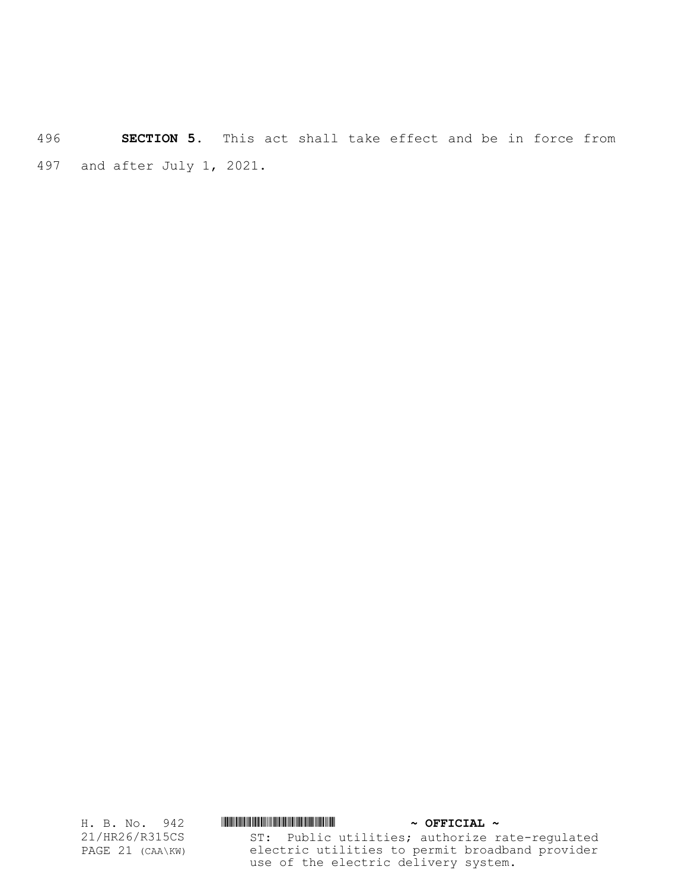**SECTION 5.** This act shall take effect and be in force from and after July 1, 2021.